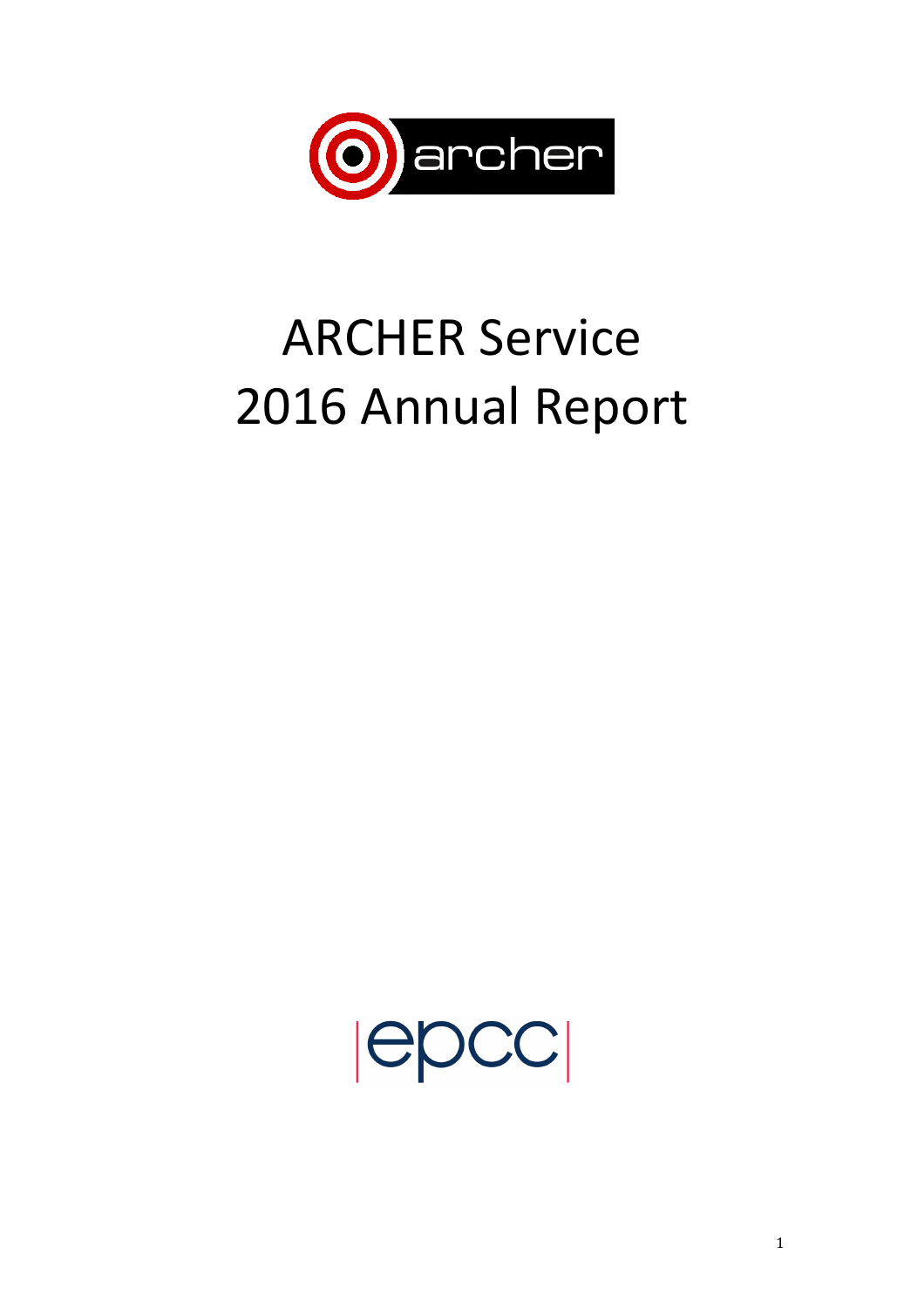# ARCHER Service
# 2016 Annual Report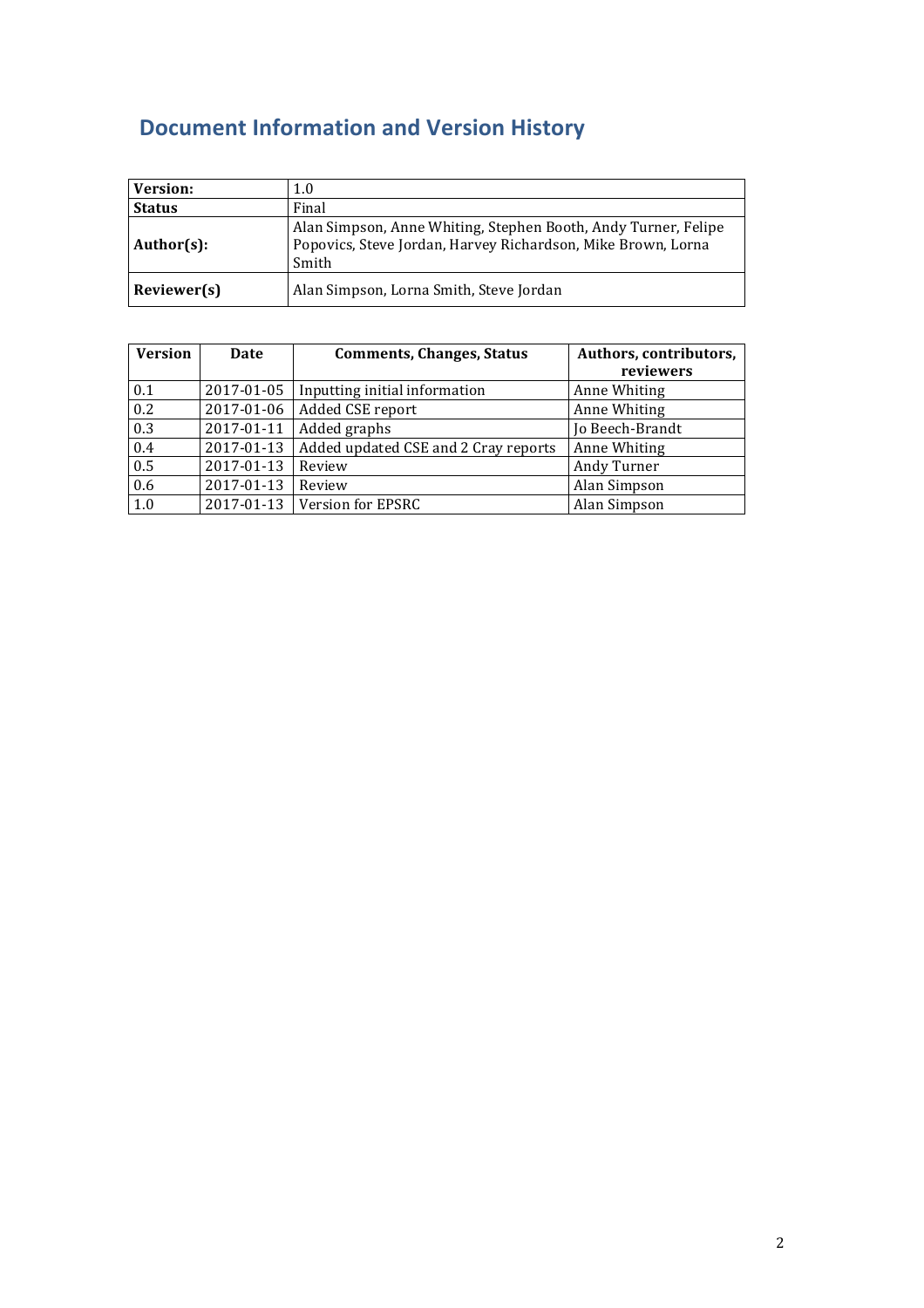## Document Information and Version History

| **Version:** | 1.0 |
| --- | --- |
| **Status** | Final |
| **Author(s):** | Alan Simpson, Anne Whiting, Stephen Booth, Andy Turner, Felipe Popovics, Steve Jordan, Harvey Richardson, Mike Brown, Lorna Smith |
| **Reviewer(s)** | Alan Simpson, Lorna Smith, Steve Jordan |

| Version | Date | Comments, Changes, Status | Authors, contributors, reviewers |
| --- | --- | --- | --- |
| 0.1 | 2017-01-05 | Inputting initial information | Anne Whiting |
| 0.2 | 2017-01-06 | Added CSE report | Anne Whiting |
| 0.3 | 2017-01-11 | Added graphs | Jo Beech-Brandt |
| 0.4 | 2017-01-13 | Added updated CSE and 2 Cray reports | Anne Whiting |
| 0.5 | 2017-01-13 | Review | Andy Turner |
| 0.6 | 2017-01-13 | Review | Alan Simpson |
| 1.0 | 2017-01-13 | Version for EPSRC | Alan Simpson |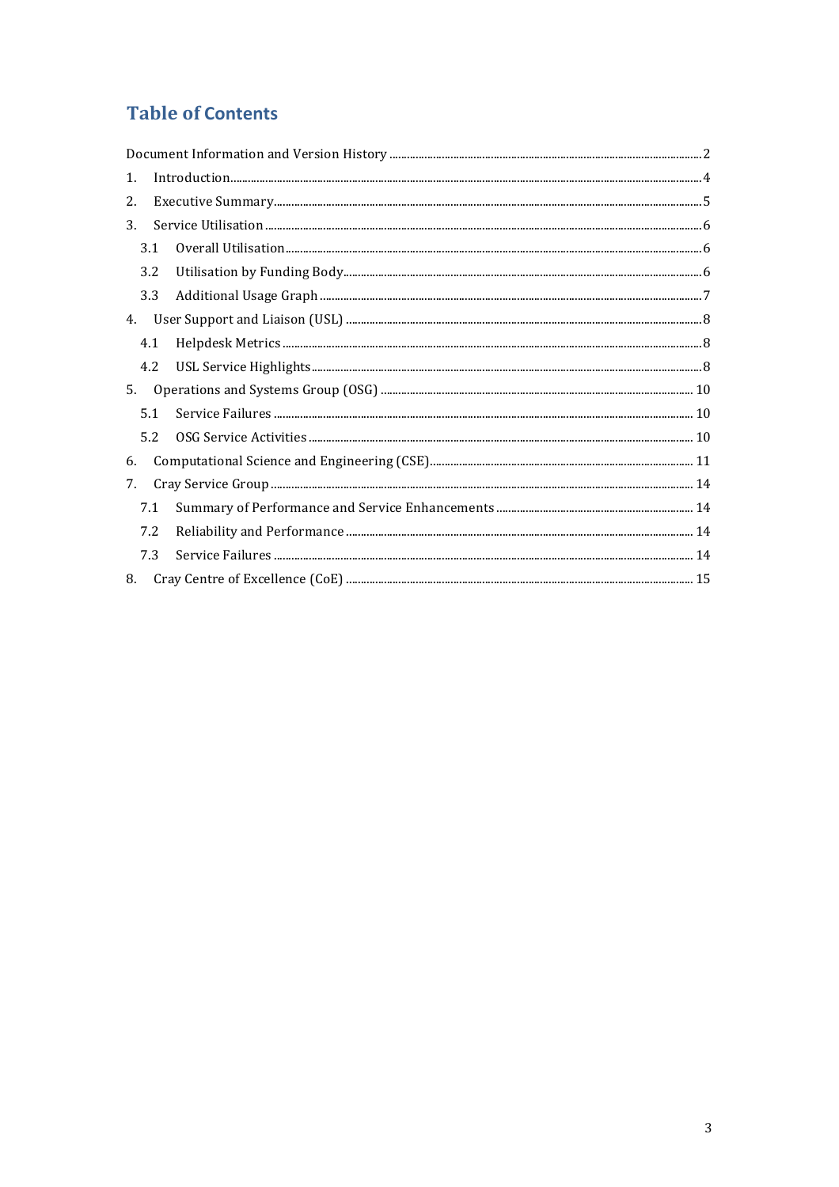# Table of Contents

Document Information and Version History ........................................ 2

1. Introduction ........................................ 4
2. Executive Summary ........................................ 5
3. Service Utilisation ........................................ 6
   - 3.1 Overall Utilisation ........................................ 6
   - 3.2 Utilisation by Funding Body ........................................ 6
   - 3.3 Additional Usage Graph ........................................ 7
4. User Support and Liaison (USL) ........................................ 8
   - 4.1 Helpdesk Metrics ........................................ 8
   - 4.2 USL Service Highlights ........................................ 8
5. Operations and Systems Group (OSG) ........................................ 10
   - 5.1 Service Failures ........................................ 10
   - 5.2 OSG Service Activities ........................................ 10
6. Computational Science and Engineering (CSE) ........................................ 11
7. Cray Service Group ........................................ 14
   - 7.1 Summary of Performance and Service Enhancements ........................................ 14
   - 7.2 Reliability and Performance ........................................ 14
   - 7.3 Service Failures ........................................ 14
8. Cray Centre of Excellence (CoE) ........................................ 15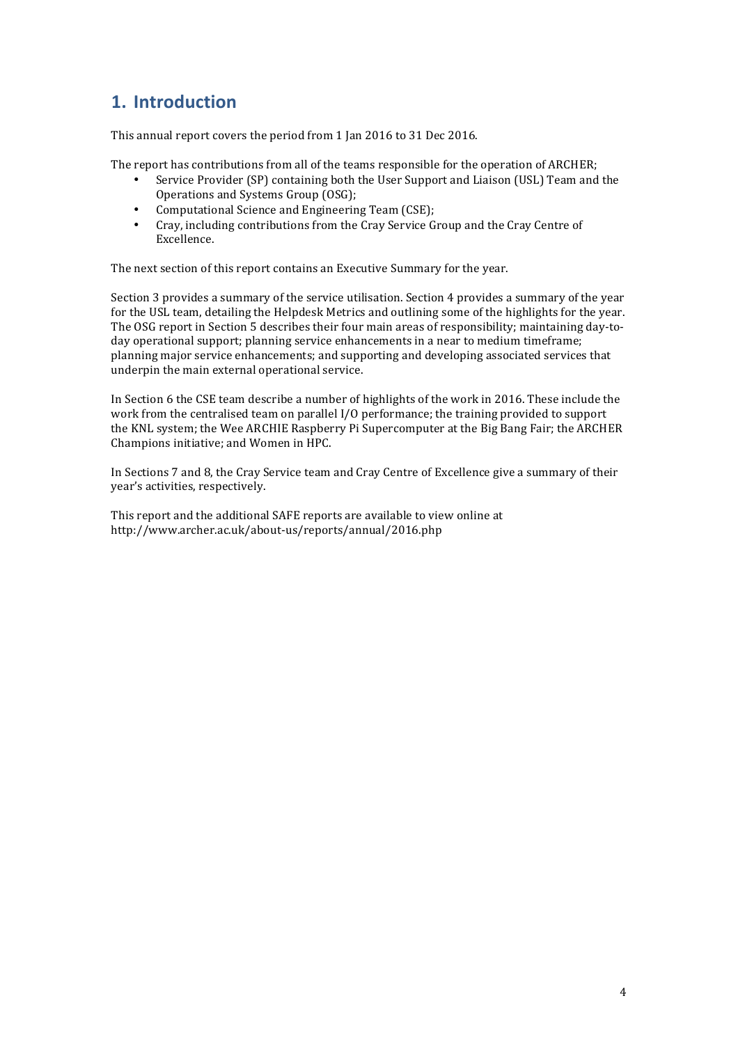## 1. Introduction

This annual report covers the period from 1 Jan 2016 to 31 Dec 2016.

The report has contributions from all of the teams responsible for the operation of ARCHER;

- Service Provider (SP) containing both the User Support and Liaison (USL) Team and the Operations and Systems Group (OSG);
- Computational Science and Engineering Team (CSE);
- Cray, including contributions from the Cray Service Group and the Cray Centre of Excellence.

The next section of this report contains an Executive Summary for the year.

Section 3 provides a summary of the service utilisation. Section 4 provides a summary of the year for the USL team, detailing the Helpdesk Metrics and outlining some of the highlights for the year. The OSG report in Section 5 describes their four main areas of responsibility; maintaining day-to-day operational support; planning service enhancements in a near to medium timeframe; planning major service enhancements; and supporting and developing associated services that underpin the main external operational service.

In Section 6 the CSE team describe a number of highlights of the work in 2016. These include the work from the centralised team on parallel I/O performance; the training provided to support the KNL system; the Wee ARCHIE Raspberry Pi Supercomputer at the Big Bang Fair; the ARCHER Champions initiative; and Women in HPC.

In Sections 7 and 8, the Cray Service team and Cray Centre of Excellence give a summary of their year's activities, respectively.

This report and the additional SAFE reports are available to view online at http://www.archer.ac.uk/about-us/reports/annual/2016.php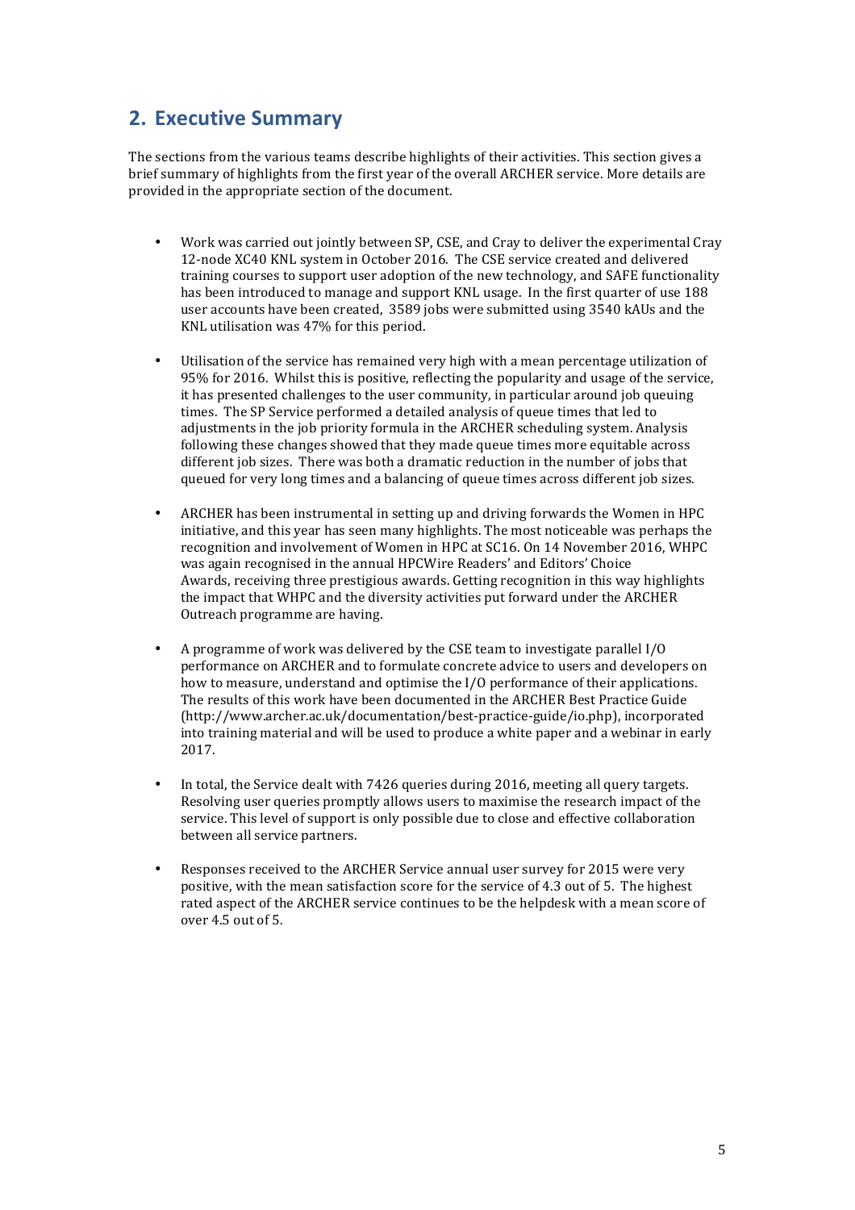## 2. Executive Summary

The sections from the various teams describe highlights of their activities. This section gives a brief summary of highlights from the first year of the overall ARCHER service. More details are provided in the appropriate section of the document.

- Work was carried out jointly between SP, CSE, and Cray to deliver the experimental Cray 12-node XC40 KNL system in October 2016. The CSE service created and delivered training courses to support user adoption of the new technology, and SAFE functionality has been introduced to manage and support KNL usage. In the first quarter of use 188 user accounts have been created, 3589 jobs were submitted using 3540 kAUs and the KNL utilisation was 47% for this period.

- Utilisation of the service has remained very high with a mean percentage utilization of 95% for 2016. Whilst this is positive, reflecting the popularity and usage of the service, it has presented challenges to the user community, in particular around job queuing times. The SP Service performed a detailed analysis of queue times that led to adjustments in the job priority formula in the ARCHER scheduling system. Analysis following these changes showed that they made queue times more equitable across different job sizes. There was both a dramatic reduction in the number of jobs that queued for very long times and a balancing of queue times across different job sizes.

- ARCHER has been instrumental in setting up and driving forwards the Women in HPC initiative, and this year has seen many highlights. The most noticeable was perhaps the recognition and involvement of Women in HPC at SC16. On 14 November 2016, WHPC was again recognised in the annual HPCWire Readers' and Editors' Choice Awards, receiving three prestigious awards. Getting recognition in this way highlights the impact that WHPC and the diversity activities put forward under the ARCHER Outreach programme are having.

- A programme of work was delivered by the CSE team to investigate parallel I/O performance on ARCHER and to formulate concrete advice to users and developers on how to measure, understand and optimise the I/O performance of their applications. The results of this work have been documented in the ARCHER Best Practice Guide (http://www.archer.ac.uk/documentation/best-practice-guide/io.php), incorporated into training material and will be used to produce a white paper and a webinar in early 2017.

- In total, the Service dealt with 7426 queries during 2016, meeting all query targets. Resolving user queries promptly allows users to maximise the research impact of the service. This level of support is only possible due to close and effective collaboration between all service partners.

- Responses received to the ARCHER Service annual user survey for 2015 were very positive, with the mean satisfaction score for the service of 4.3 out of 5. The highest rated aspect of the ARCHER service continues to be the helpdesk with a mean score of over 4.5 out of 5.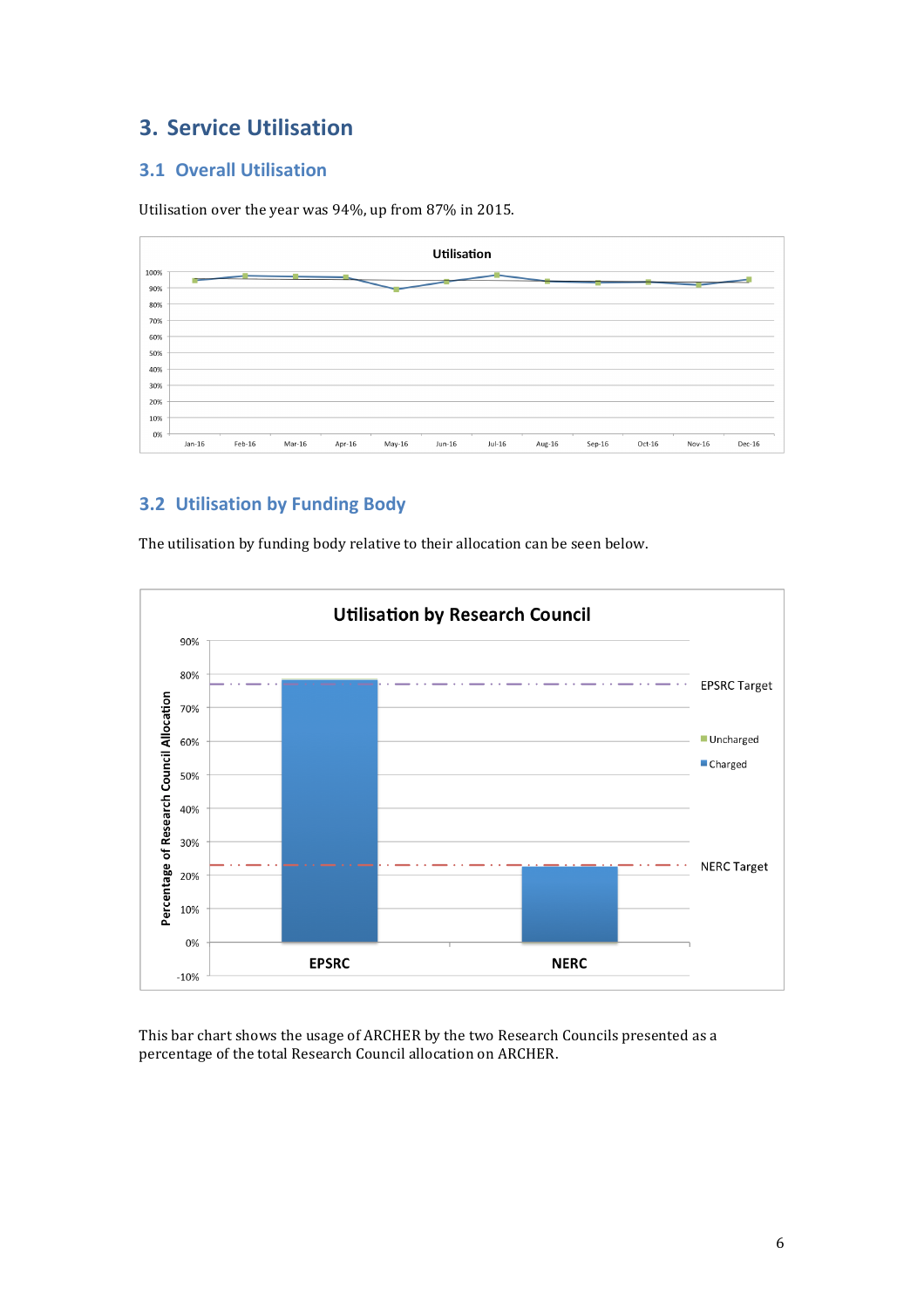## 3. Service Utilisation

### 3.1 Overall Utilisation

Utilisation over the year was 94%, up from 87% in 2015.

### 3.2 Utilisation by Funding Body

The utilisation by funding body relative to their allocation can be seen below.

This bar chart shows the usage of ARCHER by the two Research Councils presented as a percentage of the total Research Council allocation on ARCHER.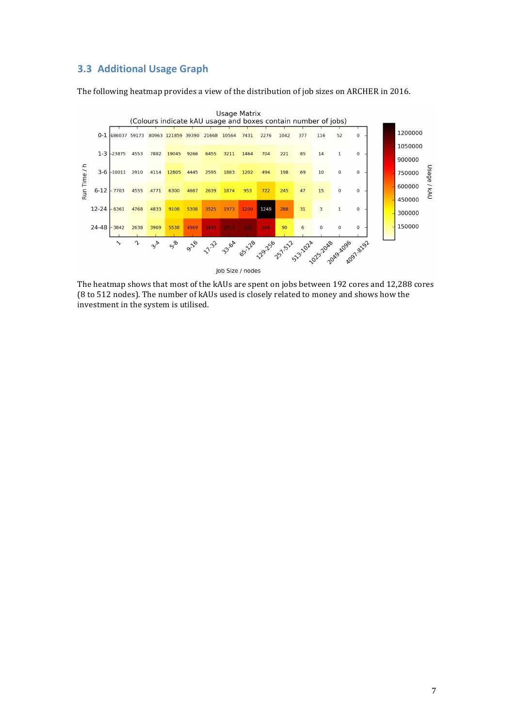## 3.3 Additional Usage Graph

The following heatmap provides a view of the distribution of job sizes on ARCHER in 2016.

Usage Matrix
(Colours indicate kAU usage and boxes contain number of jobs)

| Run Time / h | 1 | 2 | 3-4 | 5-8 | 9-16 | 17-32 | 33-64 | 65-128 | 129-256 | 257-512 | 513-1024 | 1025-2048 | 2049-4096 | 4097-8192 |
|---|---|---|---|---|---|---|---|---|---|---|---|---|---|---|
| 0-1 | 186037 | 59173 | 80963 | 121859 | 39390 | 21668 | 10564 | 7431 | 2276 | 1042 | 377 | 116 | 52 | 0 |
| 1-3 | 23875 | 4553 | 7882 | 19045 | 9266 | 6455 | 3211 | 1464 | 704 | 221 | 85 | 14 | 1 | 0 |
| 3-6 | 10011 | 2910 | 4114 | 12805 | 4445 | 2595 | 1883 | 1202 | 494 | 198 | 69 | 10 | 0 | 0 |
| 6-12 | 7703 | 4555 | 4771 | 6300 | 4667 | 2639 | 1874 | 953 | 722 | 245 | 47 | 15 | 0 | 0 |
| 12-24 | 6361 | 4768 | 4833 | 9108 | 5308 | 3525 | 1973 | 1200 | 1248 | 288 | 31 | 3 | 1 | 0 |
| 24-48 | 3842 | 2638 | 3969 | 5538 | 4969 | 3436 | 1313 | 902 | 466 | 90 | 6 | 0 | 0 | 0 |

Job Size / nodes; Usage / kAU (colour scale 150000–1200000)

The heatmap shows that most of the kAUs are spent on jobs between 192 cores and 12,288 cores (8 to 512 nodes). The number of kAUs used is closely related to money and shows how the investment in the system is utilised.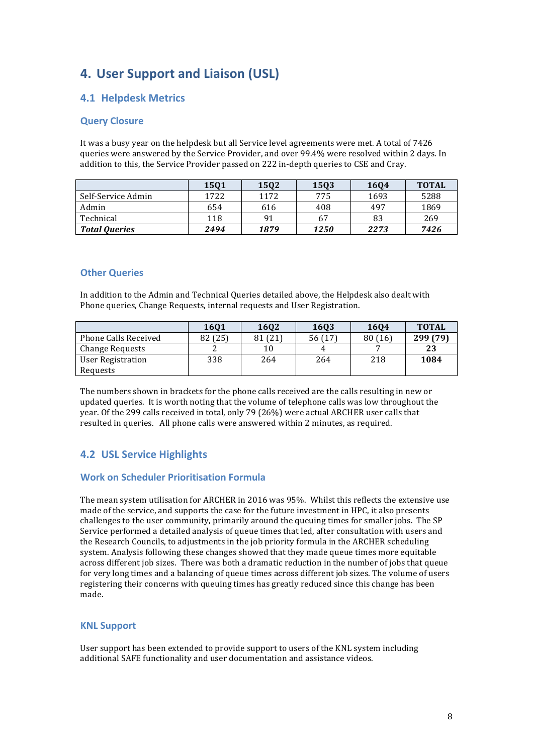# 4. User Support and Liaison (USL)

## 4.1 Helpdesk Metrics

### Query Closure

It was a busy year on the helpdesk but all Service level agreements were met. A total of 7426 queries were answered by the Service Provider, and over 99.4% were resolved within 2 days. In addition to this, the Service Provider passed on 222 in-depth queries to CSE and Cray.

| | 15Q1 | 15Q2 | 15Q3 | 16Q4 | TOTAL |
|---|---|---|---|---|---|
| Self-Service Admin | 1722 | 1172 | 775 | 1693 | 5288 |
| Admin | 654 | 616 | 408 | 497 | 1869 |
| Technical | 118 | 91 | 67 | 83 | 269 |
| ***Total Queries*** | ***2494*** | ***1879*** | ***1250*** | ***2273*** | ***7426*** |

### Other Queries

In addition to the Admin and Technical Queries detailed above, the Helpdesk also dealt with Phone queries, Change Requests, internal requests and User Registration.

| | 16Q1 | 16Q2 | 16Q3 | 16Q4 | TOTAL |
|---|---|---|---|---|---|
| Phone Calls Received | 82 (25) | 81 (21) | 56 (17) | 80 (16) | **299 (79)** |
| Change Requests | 2 | 10 | 4 | 7 | **23** |
| User Registration Requests | 338 | 264 | 264 | 218 | **1084** |

The numbers shown in brackets for the phone calls received are the calls resulting in new or updated queries. It is worth noting that the volume of telephone calls was low throughout the year. Of the 299 calls received in total, only 79 (26%) were actual ARCHER user calls that resulted in queries. All phone calls were answered within 2 minutes, as required.

## 4.2 USL Service Highlights

### Work on Scheduler Prioritisation Formula

The mean system utilisation for ARCHER in 2016 was 95%. Whilst this reflects the extensive use made of the service, and supports the case for the future investment in HPC, it also presents challenges to the user community, primarily around the queuing times for smaller jobs. The SP Service performed a detailed analysis of queue times that led, after consultation with users and the Research Councils, to adjustments in the job priority formula in the ARCHER scheduling system. Analysis following these changes showed that they made queue times more equitable across different job sizes. There was both a dramatic reduction in the number of jobs that queue for very long times and a balancing of queue times across different job sizes. The volume of users registering their concerns with queuing times has greatly reduced since this change has been made.

### KNL Support

User support has been extended to provide support to users of the KNL system including additional SAFE functionality and user documentation and assistance videos.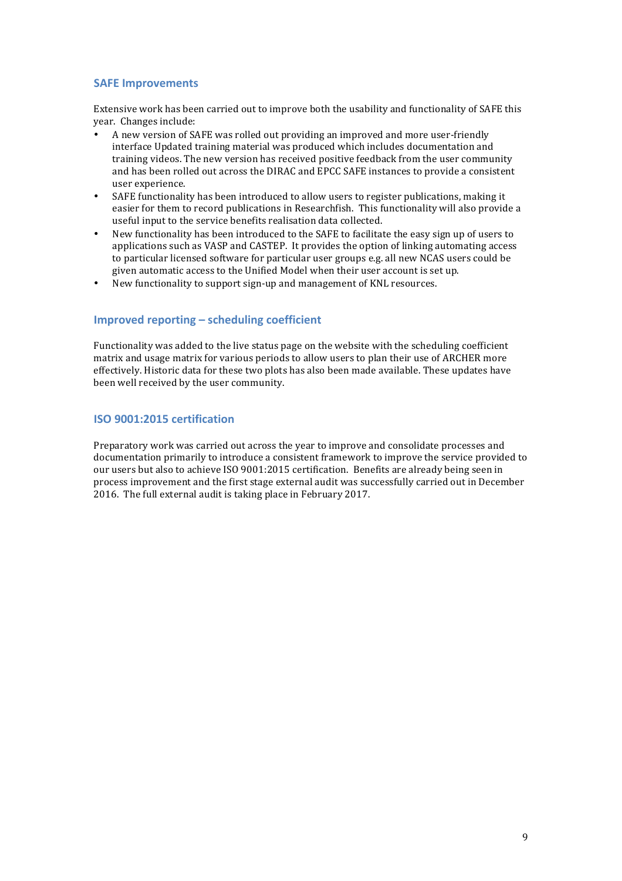### SAFE Improvements

Extensive work has been carried out to improve both the usability and functionality of SAFE this year. Changes include:

- A new version of SAFE was rolled out providing an improved and more user-friendly interface Updated training material was produced which includes documentation and training videos. The new version has received positive feedback from the user community and has been rolled out across the DIRAC and EPCC SAFE instances to provide a consistent user experience.
- SAFE functionality has been introduced to allow users to register publications, making it easier for them to record publications in Researchfish. This functionality will also provide a useful input to the service benefits realisation data collected.
- New functionality has been introduced to the SAFE to facilitate the easy sign up of users to applications such as VASP and CASTEP. It provides the option of linking automating access to particular licensed software for particular user groups e.g. all new NCAS users could be given automatic access to the Unified Model when their user account is set up.
- New functionality to support sign-up and management of KNL resources.

### Improved reporting – scheduling coefficient

Functionality was added to the live status page on the website with the scheduling coefficient matrix and usage matrix for various periods to allow users to plan their use of ARCHER more effectively. Historic data for these two plots has also been made available. These updates have been well received by the user community.

### ISO 9001:2015 certification

Preparatory work was carried out across the year to improve and consolidate processes and documentation primarily to introduce a consistent framework to improve the service provided to our users but also to achieve ISO 9001:2015 certification. Benefits are already being seen in process improvement and the first stage external audit was successfully carried out in December 2016. The full external audit is taking place in February 2017.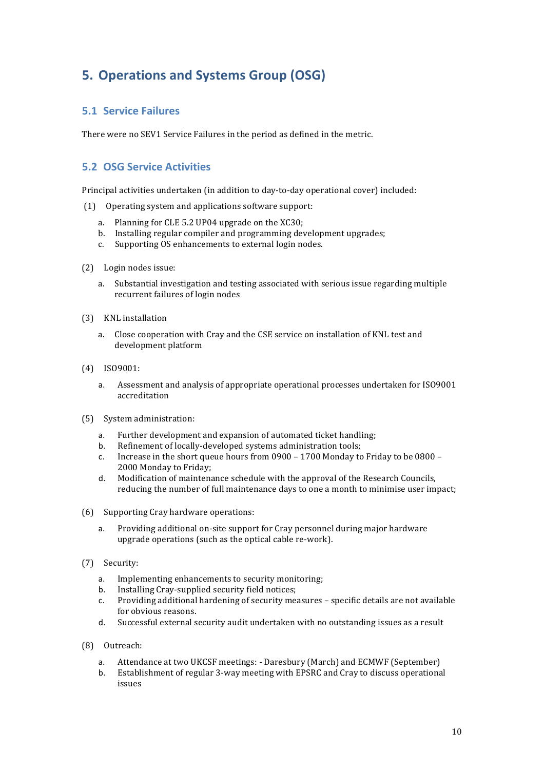# 5. Operations and Systems Group (OSG)

## 5.1 Service Failures

There were no SEV1 Service Failures in the period as defined in the metric.

## 5.2 OSG Service Activities

Principal activities undertaken (in addition to day-to-day operational cover) included:

(1) Operating system and applications software support:

a. Planning for CLE 5.2 UP04 upgrade on the XC30;
b. Installing regular compiler and programming development upgrades;
c. Supporting OS enhancements to external login nodes.

(2) Login nodes issue:

a. Substantial investigation and testing associated with serious issue regarding multiple recurrent failures of login nodes

(3) KNL installation

a. Close cooperation with Cray and the CSE service on installation of KNL test and development platform

(4) ISO9001:

a. Assessment and analysis of appropriate operational processes undertaken for ISO9001 accreditation

(5) System administration:

a. Further development and expansion of automated ticket handling;
b. Refinement of locally-developed systems administration tools;
c. Increase in the short queue hours from 0900 – 1700 Monday to Friday to be 0800 – 2000 Monday to Friday;
d. Modification of maintenance schedule with the approval of the Research Councils, reducing the number of full maintenance days to one a month to minimise user impact;

(6) Supporting Cray hardware operations:

a. Providing additional on-site support for Cray personnel during major hardware upgrade operations (such as the optical cable re-work).

(7) Security:

a. Implementing enhancements to security monitoring;
b. Installing Cray-supplied security field notices;
c. Providing additional hardening of security measures – specific details are not available for obvious reasons.
d. Successful external security audit undertaken with no outstanding issues as a result

(8) Outreach:

a. Attendance at two UKCSF meetings: - Daresbury (March) and ECMWF (September)
b. Establishment of regular 3-way meeting with EPSRC and Cray to discuss operational issues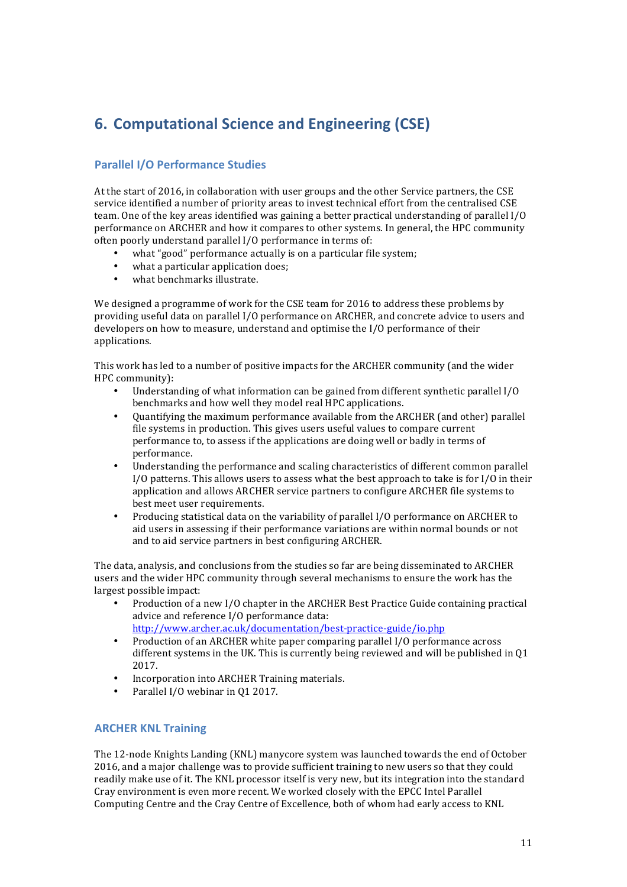# 6. Computational Science and Engineering (CSE)

## Parallel I/O Performance Studies

At the start of 2016, in collaboration with user groups and the other Service partners, the CSE service identified a number of priority areas to invest technical effort from the centralised CSE team. One of the key areas identified was gaining a better practical understanding of parallel I/O performance on ARCHER and how it compares to other systems. In general, the HPC community often poorly understand parallel I/O performance in terms of:

- what "good" performance actually is on a particular file system;
- what a particular application does;
- what benchmarks illustrate.

We designed a programme of work for the CSE team for 2016 to address these problems by providing useful data on parallel I/O performance on ARCHER, and concrete advice to users and developers on how to measure, understand and optimise the I/O performance of their applications.

This work has led to a number of positive impacts for the ARCHER community (and the wider HPC community):

- Understanding of what information can be gained from different synthetic parallel I/O benchmarks and how well they model real HPC applications.
- Quantifying the maximum performance available from the ARCHER (and other) parallel file systems in production. This gives users useful values to compare current performance to, to assess if the applications are doing well or badly in terms of performance.
- Understanding the performance and scaling characteristics of different common parallel I/O patterns. This allows users to assess what the best approach to take is for I/O in their application and allows ARCHER service partners to configure ARCHER file systems to best meet user requirements.
- Producing statistical data on the variability of parallel I/O performance on ARCHER to aid users in assessing if their performance variations are within normal bounds or not and to aid service partners in best configuring ARCHER.

The data, analysis, and conclusions from the studies so far are being disseminated to ARCHER users and the wider HPC community through several mechanisms to ensure the work has the largest possible impact:

- Production of a new I/O chapter in the ARCHER Best Practice Guide containing practical advice and reference I/O performance data: http://www.archer.ac.uk/documentation/best-practice-guide/io.php
- Production of an ARCHER white paper comparing parallel I/O performance across different systems in the UK. This is currently being reviewed and will be published in Q1 2017.
- Incorporation into ARCHER Training materials.
- Parallel I/O webinar in Q1 2017.

## ARCHER KNL Training

The 12-node Knights Landing (KNL) manycore system was launched towards the end of October 2016, and a major challenge was to provide sufficient training to new users so that they could readily make use of it. The KNL processor itself is very new, but its integration into the standard Cray environment is even more recent. We worked closely with the EPCC Intel Parallel Computing Centre and the Cray Centre of Excellence, both of whom had early access to KNL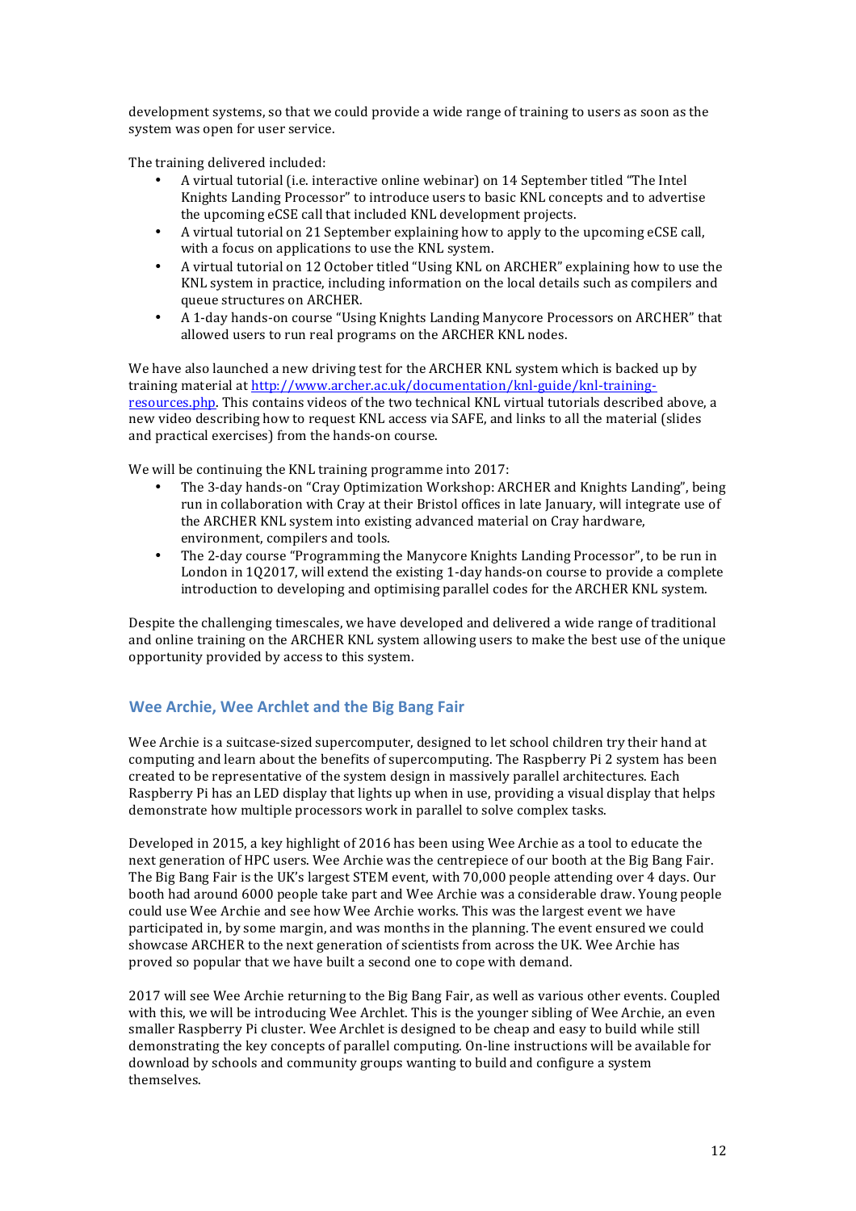development systems, so that we could provide a wide range of training to users as soon as the system was open for user service.

The training delivered included:

- A virtual tutorial (i.e. interactive online webinar) on 14 September titled "The Intel Knights Landing Processor" to introduce users to basic KNL concepts and to advertise the upcoming eCSE call that included KNL development projects.
- A virtual tutorial on 21 September explaining how to apply to the upcoming eCSE call, with a focus on applications to use the KNL system.
- A virtual tutorial on 12 October titled "Using KNL on ARCHER" explaining how to use the KNL system in practice, including information on the local details such as compilers and queue structures on ARCHER.
- A 1-day hands-on course "Using Knights Landing Manycore Processors on ARCHER" that allowed users to run real programs on the ARCHER KNL nodes.

We have also launched a new driving test for the ARCHER KNL system which is backed up by training material at [http://www.archer.ac.uk/documentation/knl-guide/knl-training-resources.php](http://www.archer.ac.uk/documentation/knl-guide/knl-training-resources.php). This contains videos of the two technical KNL virtual tutorials described above, a new video describing how to request KNL access via SAFE, and links to all the material (slides and practical exercises) from the hands-on course.

We will be continuing the KNL training programme into 2017:

- The 3-day hands-on "Cray Optimization Workshop: ARCHER and Knights Landing", being run in collaboration with Cray at their Bristol offices in late January, will integrate use of the ARCHER KNL system into existing advanced material on Cray hardware, environment, compilers and tools.
- The 2-day course "Programming the Manycore Knights Landing Processor", to be run in London in 1Q2017, will extend the existing 1-day hands-on course to provide a complete introduction to developing and optimising parallel codes for the ARCHER KNL system.

Despite the challenging timescales, we have developed and delivered a wide range of traditional and online training on the ARCHER KNL system allowing users to make the best use of the unique opportunity provided by access to this system.

## Wee Archie, Wee Archlet and the Big Bang Fair

Wee Archie is a suitcase-sized supercomputer, designed to let school children try their hand at computing and learn about the benefits of supercomputing. The Raspberry Pi 2 system has been created to be representative of the system design in massively parallel architectures. Each Raspberry Pi has an LED display that lights up when in use, providing a visual display that helps demonstrate how multiple processors work in parallel to solve complex tasks.

Developed in 2015, a key highlight of 2016 has been using Wee Archie as a tool to educate the next generation of HPC users. Wee Archie was the centrepiece of our booth at the Big Bang Fair. The Big Bang Fair is the UK's largest STEM event, with 70,000 people attending over 4 days. Our booth had around 6000 people take part and Wee Archie was a considerable draw. Young people could use Wee Archie and see how Wee Archie works. This was the largest event we have participated in, by some margin, and was months in the planning. The event ensured we could showcase ARCHER to the next generation of scientists from across the UK. Wee Archie has proved so popular that we have built a second one to cope with demand.

2017 will see Wee Archie returning to the Big Bang Fair, as well as various other events. Coupled with this, we will be introducing Wee Archlet. This is the younger sibling of Wee Archie, an even smaller Raspberry Pi cluster. Wee Archlet is designed to be cheap and easy to build while still demonstrating the key concepts of parallel computing. On-line instructions will be available for download by schools and community groups wanting to build and configure a system themselves.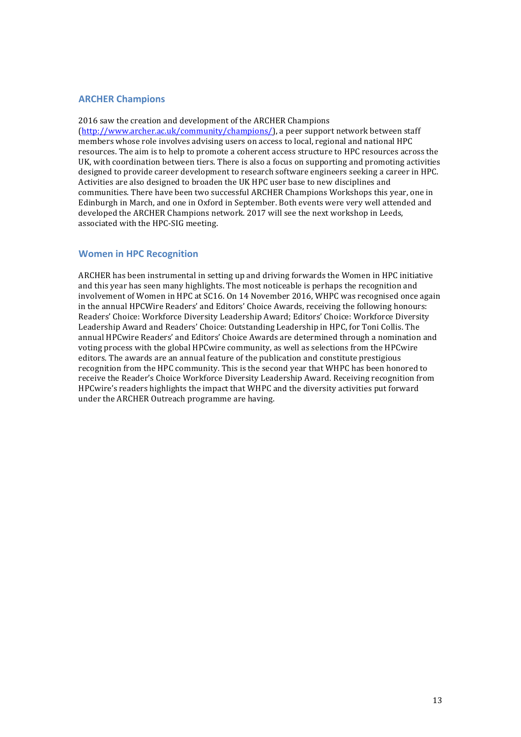## ARCHER Champions

2016 saw the creation and development of the ARCHER Champions (http://www.archer.ac.uk/community/champions/), a peer support network between staff members whose role involves advising users on access to local, regional and national HPC resources. The aim is to help to promote a coherent access structure to HPC resources across the UK, with coordination between tiers. There is also a focus on supporting and promoting activities designed to provide career development to research software engineers seeking a career in HPC. Activities are also designed to broaden the UK HPC user base to new disciplines and communities. There have been two successful ARCHER Champions Workshops this year, one in Edinburgh in March, and one in Oxford in September. Both events were very well attended and developed the ARCHER Champions network. 2017 will see the next workshop in Leeds, associated with the HPC-SIG meeting.

## Women in HPC Recognition

ARCHER has been instrumental in setting up and driving forwards the Women in HPC initiative and this year has seen many highlights. The most noticeable is perhaps the recognition and involvement of Women in HPC at SC16. On 14 November 2016, WHPC was recognised once again in the annual HPCWire Readers' and Editors' Choice Awards, receiving the following honours: Readers' Choice: Workforce Diversity Leadership Award; Editors' Choice: Workforce Diversity Leadership Award and Readers' Choice: Outstanding Leadership in HPC, for Toni Collis. The annual HPCwire Readers' and Editors' Choice Awards are determined through a nomination and voting process with the global HPCwire community, as well as selections from the HPCwire editors. The awards are an annual feature of the publication and constitute prestigious recognition from the HPC community. This is the second year that WHPC has been honored to receive the Reader's Choice Workforce Diversity Leadership Award. Receiving recognition from HPCwire's readers highlights the impact that WHPC and the diversity activities put forward under the ARCHER Outreach programme are having.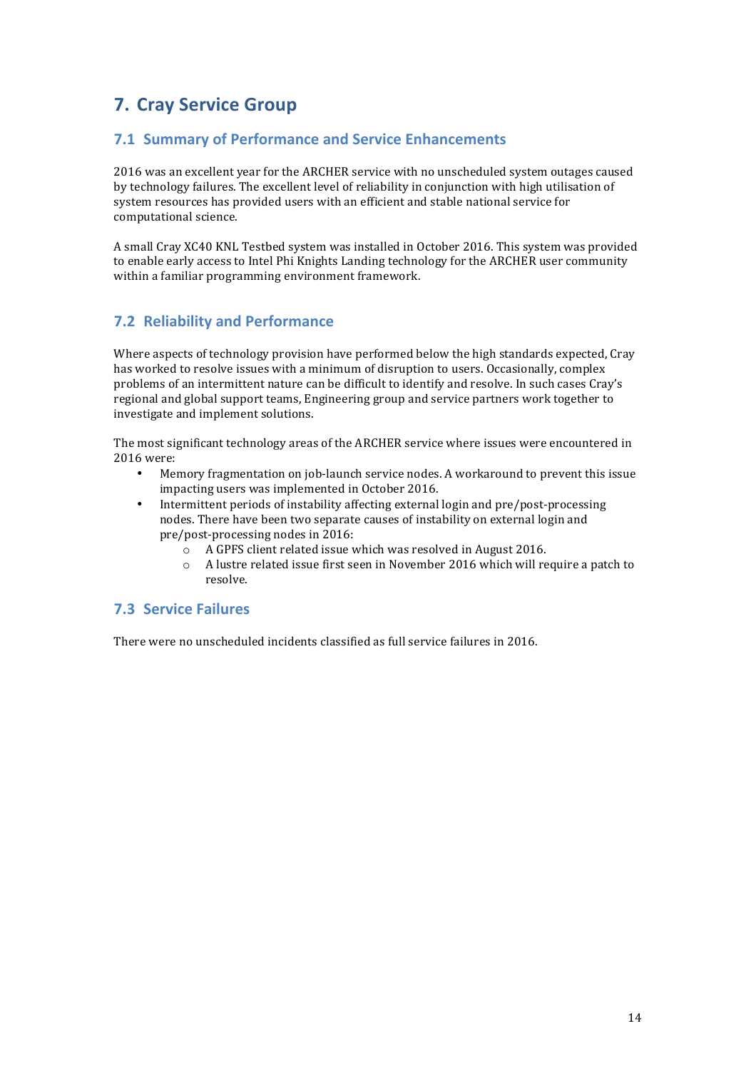# 7. Cray Service Group

## 7.1 Summary of Performance and Service Enhancements

2016 was an excellent year for the ARCHER service with no unscheduled system outages caused by technology failures. The excellent level of reliability in conjunction with high utilisation of system resources has provided users with an efficient and stable national service for computational science.

A small Cray XC40 KNL Testbed system was installed in October 2016. This system was provided to enable early access to Intel Phi Knights Landing technology for the ARCHER user community within a familiar programming environment framework.

## 7.2 Reliability and Performance

Where aspects of technology provision have performed below the high standards expected, Cray has worked to resolve issues with a minimum of disruption to users. Occasionally, complex problems of an intermittent nature can be difficult to identify and resolve. In such cases Cray's regional and global support teams, Engineering group and service partners work together to investigate and implement solutions.

The most significant technology areas of the ARCHER service where issues were encountered in 2016 were:

- Memory fragmentation on job-launch service nodes. A workaround to prevent this issue impacting users was implemented in October 2016.
- Intermittent periods of instability affecting external login and pre/post-processing nodes. There have been two separate causes of instability on external login and pre/post-processing nodes in 2016:
  - A GPFS client related issue which was resolved in August 2016.
  - A lustre related issue first seen in November 2016 which will require a patch to resolve.

## 7.3 Service Failures

There were no unscheduled incidents classified as full service failures in 2016.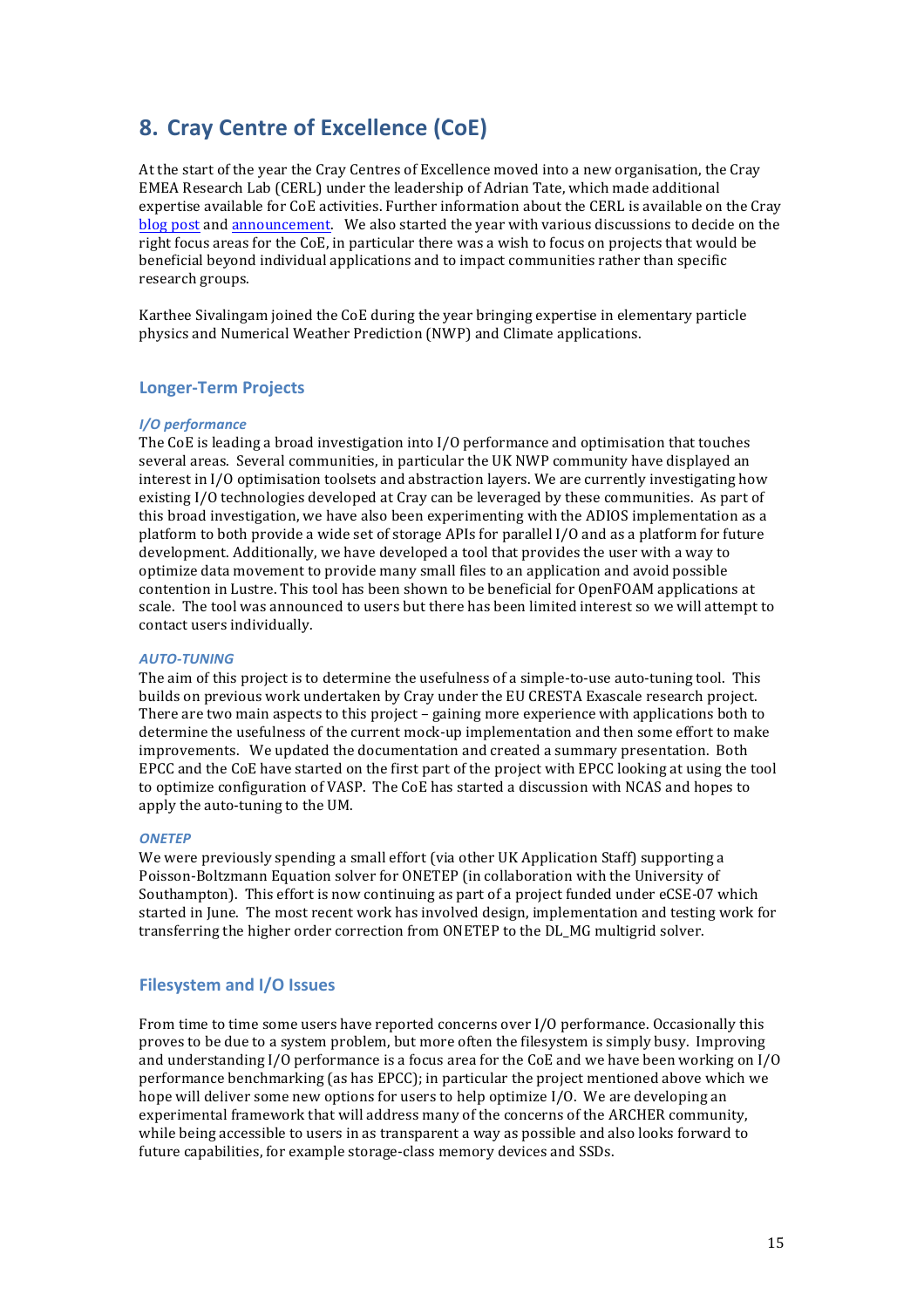## 8. Cray Centre of Excellence (CoE)

At the start of the year the Cray Centres of Excellence moved into a new organisation, the Cray EMEA Research Lab (CERL) under the leadership of Adrian Tate, which made additional expertise available for CoE activities. Further information about the CERL is available on the Cray blog post and announcement. We also started the year with various discussions to decide on the right focus areas for the CoE, in particular there was a wish to focus on projects that would be beneficial beyond individual applications and to impact communities rather than specific research groups.

Karthee Sivalingam joined the CoE during the year bringing expertise in elementary particle physics and Numerical Weather Prediction (NWP) and Climate applications.

### Longer-Term Projects

#### *I/O performance*

The CoE is leading a broad investigation into I/O performance and optimisation that touches several areas. Several communities, in particular the UK NWP community have displayed an interest in I/O optimisation toolsets and abstraction layers. We are currently investigating how existing I/O technologies developed at Cray can be leveraged by these communities. As part of this broad investigation, we have also been experimenting with the ADIOS implementation as a platform to both provide a wide set of storage APIs for parallel I/O and as a platform for future development. Additionally, we have developed a tool that provides the user with a way to optimize data movement to provide many small files to an application and avoid possible contention in Lustre. This tool has been shown to be beneficial for OpenFOAM applications at scale. The tool was announced to users but there has been limited interest so we will attempt to contact users individually.

#### *AUTO-TUNING*

The aim of this project is to determine the usefulness of a simple-to-use auto-tuning tool. This builds on previous work undertaken by Cray under the EU CRESTA Exascale research project. There are two main aspects to this project – gaining more experience with applications both to determine the usefulness of the current mock-up implementation and then some effort to make improvements. We updated the documentation and created a summary presentation. Both EPCC and the CoE have started on the first part of the project with EPCC looking at using the tool to optimize configuration of VASP. The CoE has started a discussion with NCAS and hopes to apply the auto-tuning to the UM.

#### *ONETEP*

We were previously spending a small effort (via other UK Application Staff) supporting a Poisson-Boltzmann Equation solver for ONETEP (in collaboration with the University of Southampton). This effort is now continuing as part of a project funded under eCSE-07 which started in June. The most recent work has involved design, implementation and testing work for transferring the higher order correction from ONETEP to the DL_MG multigrid solver.

### Filesystem and I/O Issues

From time to time some users have reported concerns over I/O performance. Occasionally this proves to be due to a system problem, but more often the filesystem is simply busy. Improving and understanding I/O performance is a focus area for the CoE and we have been working on I/O performance benchmarking (as has EPCC); in particular the project mentioned above which we hope will deliver some new options for users to help optimize I/O. We are developing an experimental framework that will address many of the concerns of the ARCHER community, while being accessible to users in as transparent a way as possible and also looks forward to future capabilities, for example storage-class memory devices and SSDs.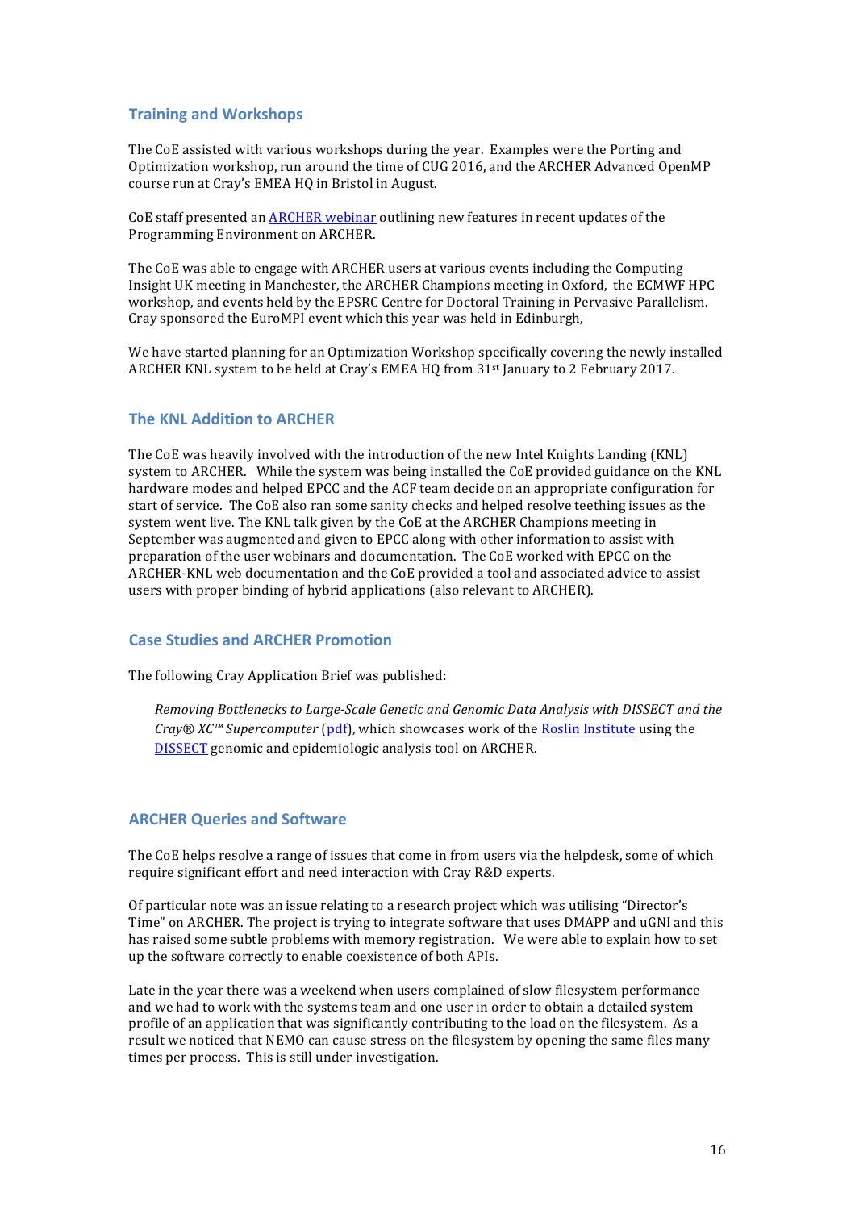## Training and Workshops

The CoE assisted with various workshops during the year. Examples were the Porting and Optimization workshop, run around the time of CUG 2016, and the ARCHER Advanced OpenMP course run at Cray's EMEA HQ in Bristol in August.

CoE staff presented an [ARCHER webinar] outlining new features in recent updates of the Programming Environment on ARCHER.

The CoE was able to engage with ARCHER users at various events including the Computing Insight UK meeting in Manchester, the ARCHER Champions meeting in Oxford, the ECMWF HPC workshop, and events held by the EPSRC Centre for Doctoral Training in Pervasive Parallelism. Cray sponsored the EuroMPI event which this year was held in Edinburgh,

We have started planning for an Optimization Workshop specifically covering the newly installed ARCHER KNL system to be held at Cray's EMEA HQ from 31st January to 2 February 2017.

## The KNL Addition to ARCHER

The CoE was heavily involved with the introduction of the new Intel Knights Landing (KNL) system to ARCHER. While the system was being installed the CoE provided guidance on the KNL hardware modes and helped EPCC and the ACF team decide on an appropriate configuration for start of service. The CoE also ran some sanity checks and helped resolve teething issues as the system went live. The KNL talk given by the CoE at the ARCHER Champions meeting in September was augmented and given to EPCC along with other information to assist with preparation of the user webinars and documentation. The CoE worked with EPCC on the ARCHER-KNL web documentation and the CoE provided a tool and associated advice to assist users with proper binding of hybrid applications (also relevant to ARCHER).

## Case Studies and ARCHER Promotion

The following Cray Application Brief was published:

> *Removing Bottlenecks to Large-Scale Genetic and Genomic Data Analysis with DISSECT and the Cray® XC™ Supercomputer* (pdf), which showcases work of the Roslin Institute using the DISSECT genomic and epidemiologic analysis tool on ARCHER.

## ARCHER Queries and Software

The CoE helps resolve a range of issues that come in from users via the helpdesk, some of which require significant effort and need interaction with Cray R&D experts.

Of particular note was an issue relating to a research project which was utilising "Director's Time" on ARCHER. The project is trying to integrate software that uses DMAPP and uGNI and this has raised some subtle problems with memory registration. We were able to explain how to set up the software correctly to enable coexistence of both APIs.

Late in the year there was a weekend when users complained of slow filesystem performance and we had to work with the systems team and one user in order to obtain a detailed system profile of an application that was significantly contributing to the load on the filesystem. As a result we noticed that NEMO can cause stress on the filesystem by opening the same files many times per process. This is still under investigation.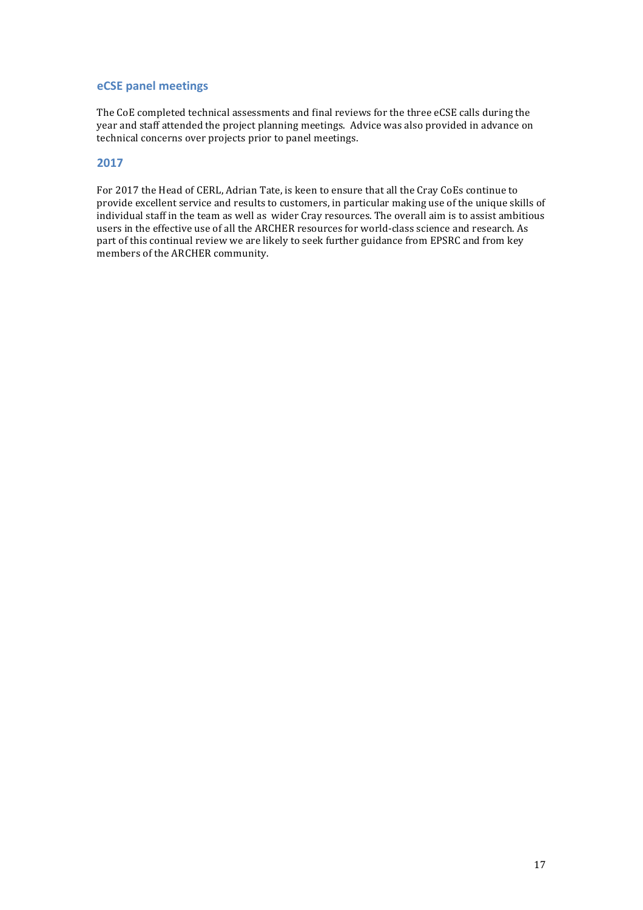### eCSE panel meetings

The CoE completed technical assessments and final reviews for the three eCSE calls during the year and staff attended the project planning meetings. Advice was also provided in advance on technical concerns over projects prior to panel meetings.

### 2017

For 2017 the Head of CERL, Adrian Tate, is keen to ensure that all the Cray CoEs continue to provide excellent service and results to customers, in particular making use of the unique skills of individual staff in the team as well as wider Cray resources. The overall aim is to assist ambitious users in the effective use of all the ARCHER resources for world-class science and research. As part of this continual review we are likely to seek further guidance from EPSRC and from key members of the ARCHER community.